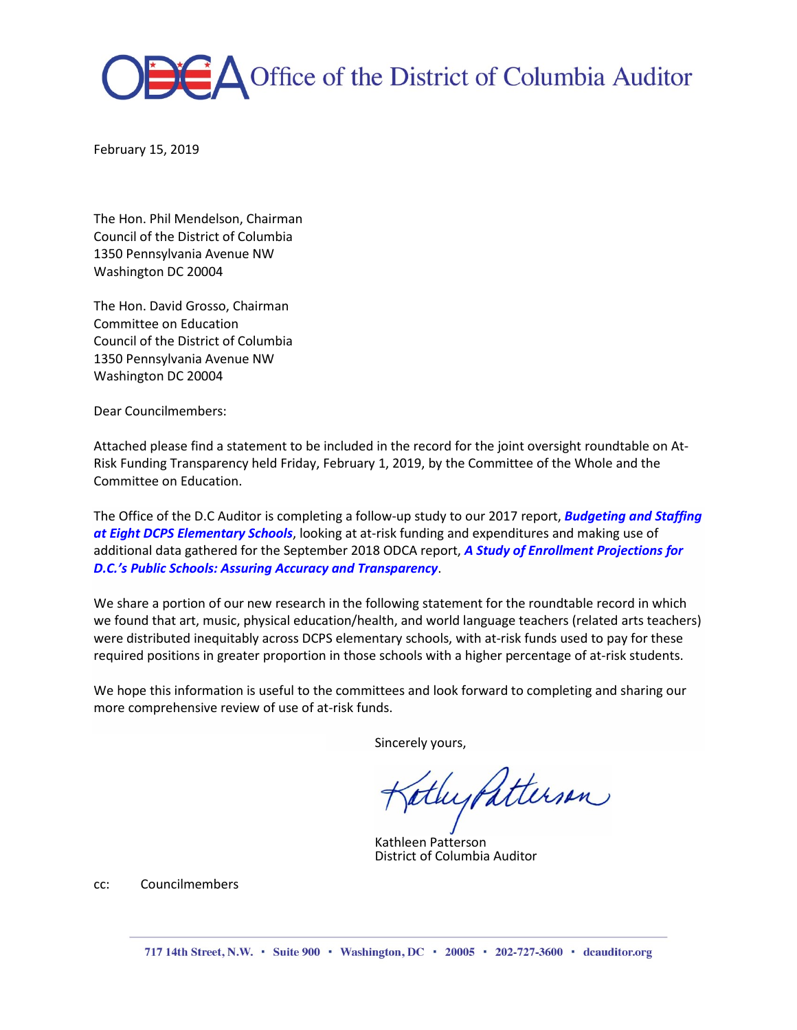# Office of the District of Columbia Auditor

February 15, 2019

The Hon. Phil Mendelson, Chairman
Council of the District of Columbia
1350 Pennsylvania Avenue NW
Washington DC 20004

The Hon. David Grosso, Chairman
Committee on Education
Council of the District of Columbia
1350 Pennsylvania Avenue NW
Washington DC 20004

Dear Councilmembers:

Attached please find a statement to be included in the record for the joint oversight roundtable on At-Risk Funding Transparency held Friday, February 1, 2019, by the Committee of the Whole and the Committee on Education.

The Office of the D.C Auditor is completing a follow-up study to our 2017 report, ***Budgeting and Staffing at Eight DCPS Elementary Schools***, looking at at-risk funding and expenditures and making use of additional data gathered for the September 2018 ODCA report, ***A Study of Enrollment Projections for D.C.'s Public Schools: Assuring Accuracy and Transparency***.

We share a portion of our new research in the following statement for the roundtable record in which we found that art, music, physical education/health, and world language teachers (related arts teachers) were distributed inequitably across DCPS elementary schools, with at-risk funds used to pay for these required positions in greater proportion in those schools with a higher percentage of at-risk students.

We hope this information is useful to the committees and look forward to completing and sharing our more comprehensive review of use of at-risk funds.

Sincerely yours,

Kathleen Patterson
District of Columbia Auditor

cc: Councilmembers

717 14th Street, N.W. • Suite 900 • Washington, DC • 20005 • 202-727-3600 • dcauditor.org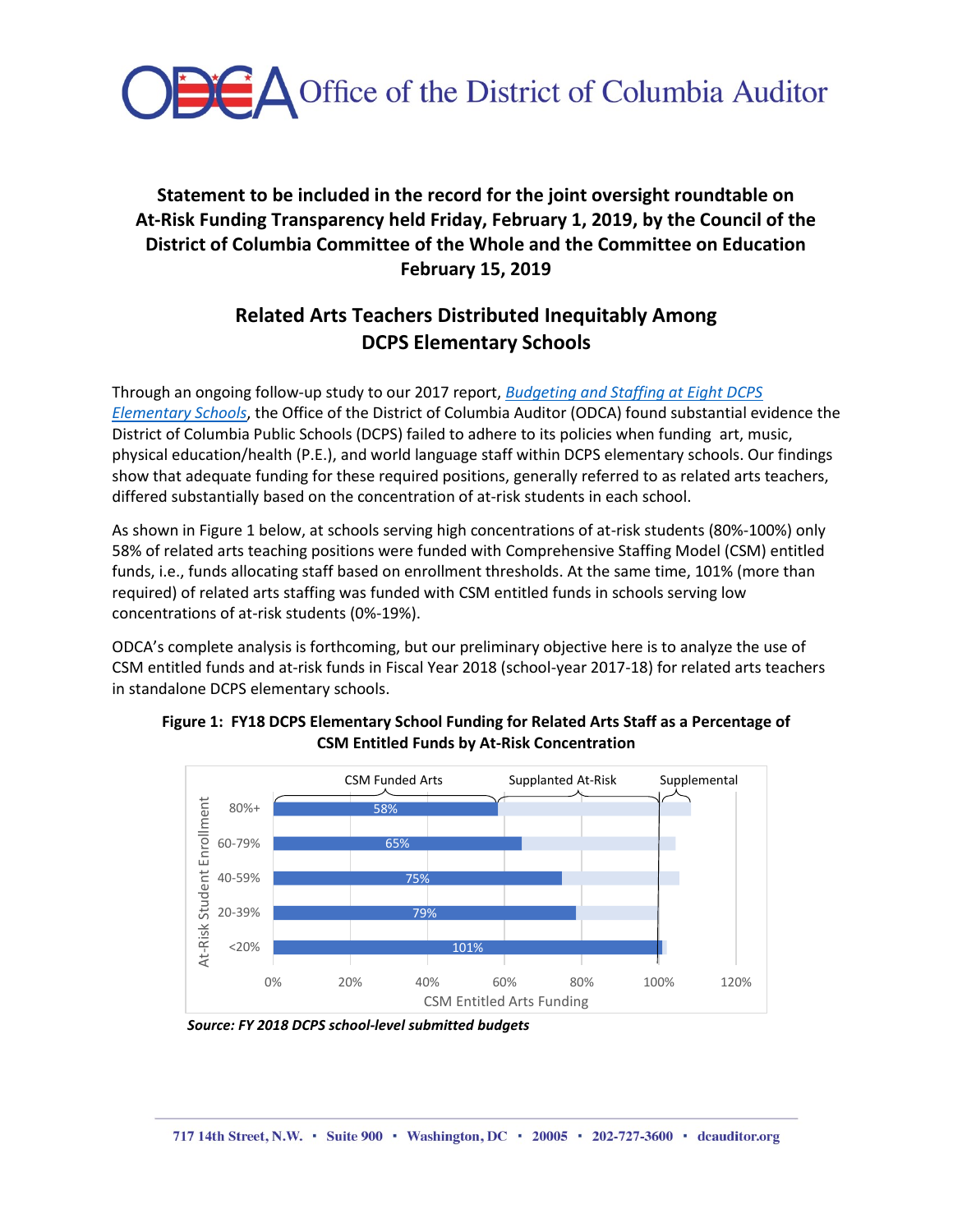**Statement to be included in the record for the joint oversight roundtable on At-Risk Funding Transparency held Friday, February 1, 2019, by the Council of the District of Columbia Committee of the Whole and the Committee on Education February 15, 2019**

## Related Arts Teachers Distributed Inequitably Among DCPS Elementary Schools

Through an ongoing follow-up study to our 2017 report, *Budgeting and Staffing at Eight DCPS Elementary Schools*, the Office of the District of Columbia Auditor (ODCA) found substantial evidence the District of Columbia Public Schools (DCPS) failed to adhere to its policies when funding art, music, physical education/health (P.E.), and world language staff within DCPS elementary schools. Our findings show that adequate funding for these required positions, generally referred to as related arts teachers, differed substantially based on the concentration of at-risk students in each school.

As shown in Figure 1 below, at schools serving high concentrations of at-risk students (80%-100%) only 58% of related arts teaching positions were funded with Comprehensive Staffing Model (CSM) entitled funds, i.e., funds allocating staff based on enrollment thresholds. At the same time, 101% (more than required) of related arts staffing was funded with CSM entitled funds in schools serving low concentrations of at-risk students (0%-19%).

ODCA's complete analysis is forthcoming, but our preliminary objective here is to analyze the use of CSM entitled funds and at-risk funds in Fiscal Year 2018 (school-year 2017-18) for related arts teachers in standalone DCPS elementary schools.

**Figure 1: FY18 DCPS Elementary School Funding for Related Arts Staff as a Percentage of CSM Entitled Funds by At-Risk Concentration**

| At-Risk Student Enrollment | CSM Funded Arts |
| --- | --- |
| 80%+ | 58% |
| 60-79% | 65% |
| 40-59% | 75% |
| 20-39% | 79% |
| <20% | 101% |

***Source: FY 2018 DCPS school-level submitted budgets***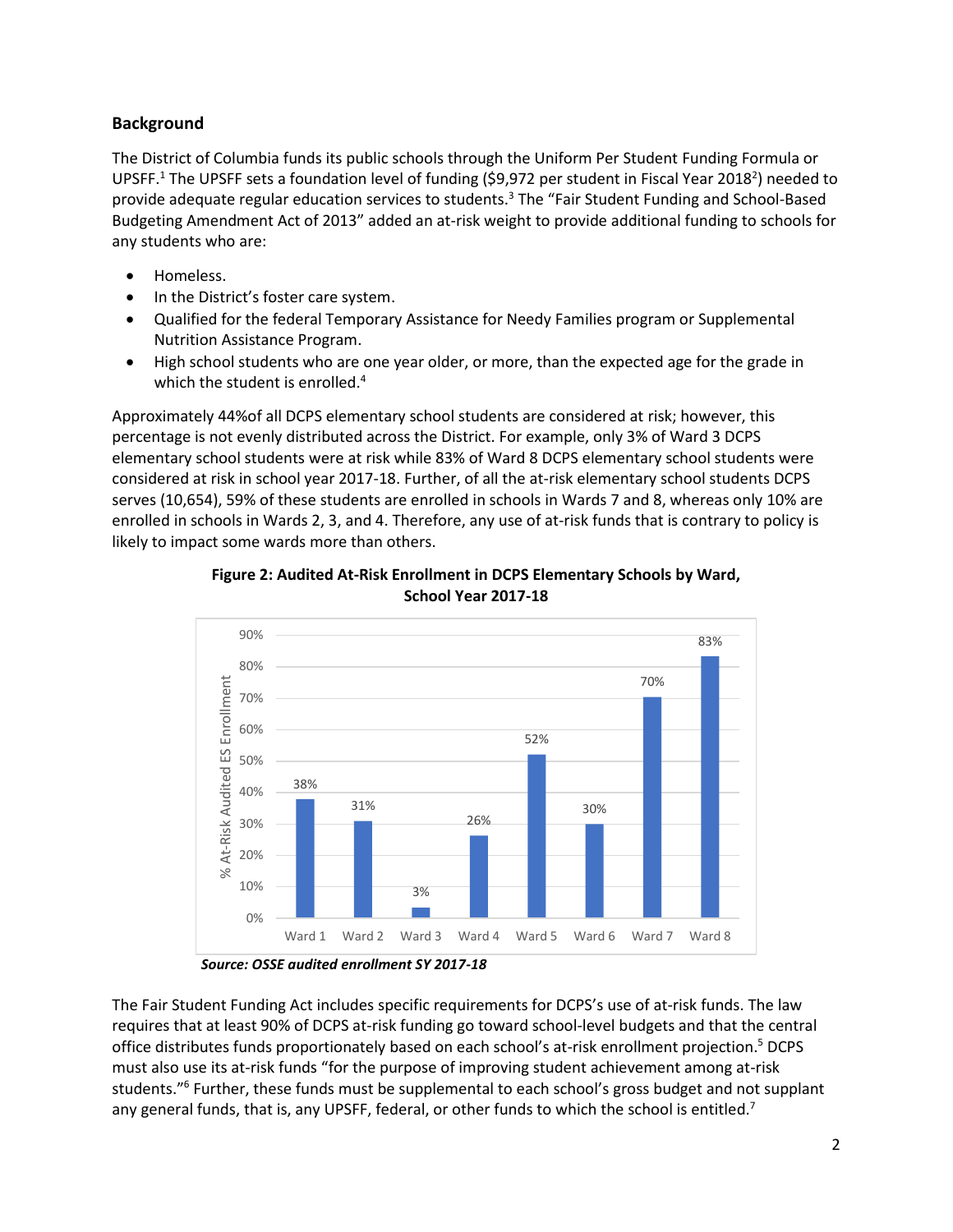## Background

The District of Columbia funds its public schools through the Uniform Per Student Funding Formula or UPSFF.[1] The UPSFF sets a foundation level of funding ($9,972 per student in Fiscal Year 2018[2]) needed to provide adequate regular education services to students.[3] The "Fair Student Funding and School-Based Budgeting Amendment Act of 2013" added an at-risk weight to provide additional funding to schools for any students who are:

- Homeless.
- In the District's foster care system.
- Qualified for the federal Temporary Assistance for Needy Families program or Supplemental Nutrition Assistance Program.
- High school students who are one year older, or more, than the expected age for the grade in which the student is enrolled.[4]

Approximately 44%of all DCPS elementary school students are considered at risk; however, this percentage is not evenly distributed across the District. For example, only 3% of Ward 3 DCPS elementary school students were at risk while 83% of Ward 8 DCPS elementary school students were considered at risk in school year 2017-18. Further, of all the at-risk elementary school students DCPS serves (10,654), 59% of these students are enrolled in schools in Wards 7 and 8, whereas only 10% are enrolled in schools in Wards 2, 3, and 4. Therefore, any use of at-risk funds that is contrary to policy is likely to impact some wards more than others.

**Figure 2: Audited At-Risk Enrollment in DCPS Elementary Schools by Ward, School Year 2017-18**

| Ward | % At-Risk Audited ES Enrollment |
|---|---|
| Ward 1 | 38% |
| Ward 2 | 31% |
| Ward 3 | 3% |
| Ward 4 | 26% |
| Ward 5 | 52% |
| Ward 6 | 30% |
| Ward 7 | 70% |
| Ward 8 | 83% |

***Source: OSSE audited enrollment SY 2017-18***

The Fair Student Funding Act includes specific requirements for DCPS's use of at-risk funds. The law requires that at least 90% of DCPS at-risk funding go toward school-level budgets and that the central office distributes funds proportionately based on each school's at-risk enrollment projection.[5] DCPS must also use its at-risk funds "for the purpose of improving student achievement among at-risk students."[6] Further, these funds must be supplemental to each school's gross budget and not supplant any general funds, that is, any UPSFF, federal, or other funds to which the school is entitled.[7]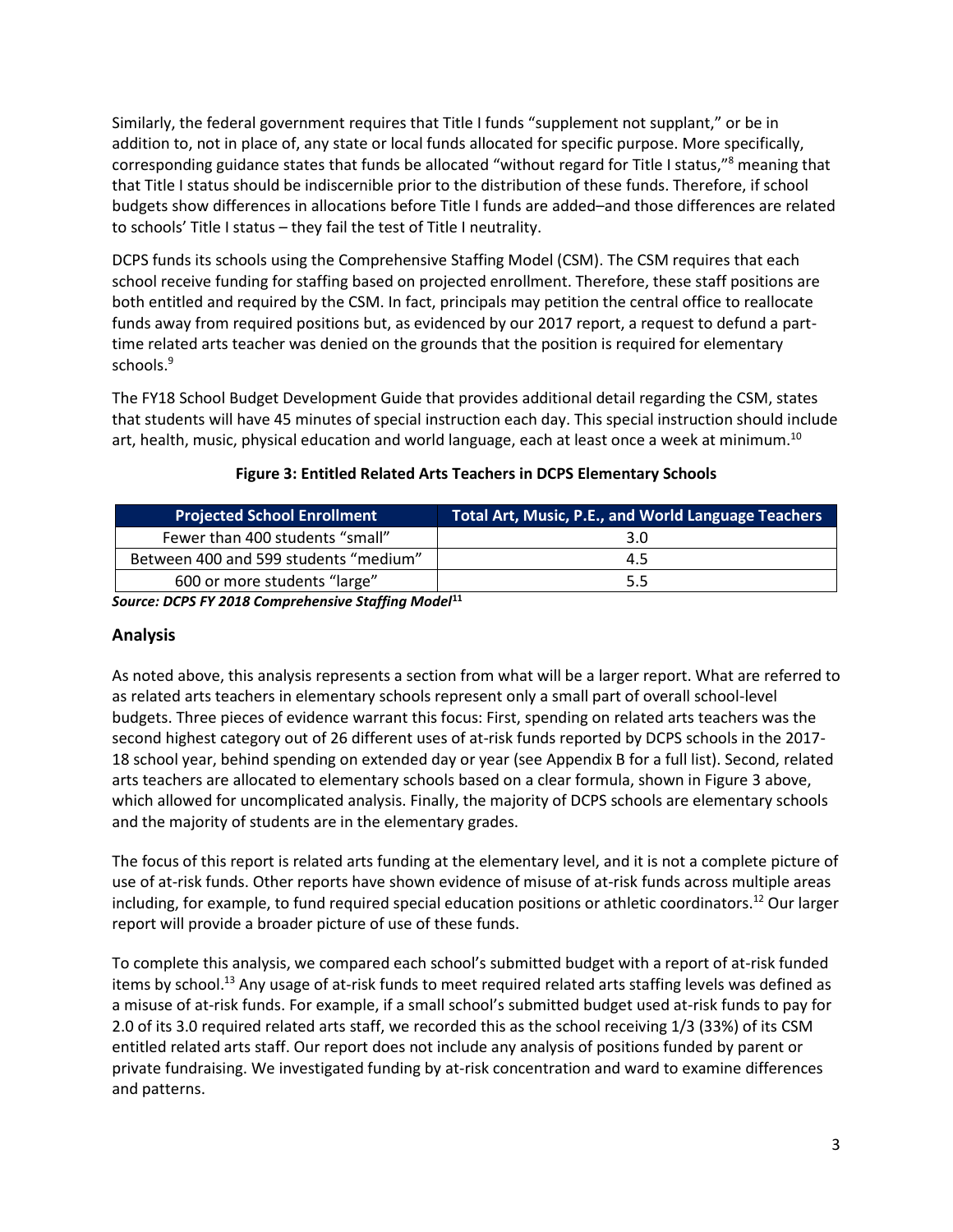Similarly, the federal government requires that Title I funds "supplement not supplant," or be in addition to, not in place of, any state or local funds allocated for specific purpose. More specifically, corresponding guidance states that funds be allocated "without regard for Title I status,"[8] meaning that that Title I status should be indiscernible prior to the distribution of these funds. Therefore, if school budgets show differences in allocations before Title I funds are added–and those differences are related to schools' Title I status – they fail the test of Title I neutrality.

DCPS funds its schools using the Comprehensive Staffing Model (CSM). The CSM requires that each school receive funding for staffing based on projected enrollment. Therefore, these staff positions are both entitled and required by the CSM. In fact, principals may petition the central office to reallocate funds away from required positions but, as evidenced by our 2017 report, a request to defund a part-time related arts teacher was denied on the grounds that the position is required for elementary schools.[9]

The FY18 School Budget Development Guide that provides additional detail regarding the CSM, states that students will have 45 minutes of special instruction each day. This special instruction should include art, health, music, physical education and world language, each at least once a week at minimum.[10]

**Figure 3: Entitled Related Arts Teachers in DCPS Elementary Schools**

| Projected School Enrollment | Total Art, Music, P.E., and World Language Teachers |
|---|---|
| Fewer than 400 students "small" | 3.0 |
| Between 400 and 599 students "medium" | 4.5 |
| 600 or more students "large" | 5.5 |

***Source: DCPS FY 2018 Comprehensive Staffing Model[11]***

## Analysis

As noted above, this analysis represents a section from what will be a larger report. What are referred to as related arts teachers in elementary schools represent only a small part of overall school-level budgets. Three pieces of evidence warrant this focus: First, spending on related arts teachers was the second highest category out of 26 different uses of at-risk funds reported by DCPS schools in the 2017-18 school year, behind spending on extended day or year (see Appendix B for a full list). Second, related arts teachers are allocated to elementary schools based on a clear formula, shown in Figure 3 above, which allowed for uncomplicated analysis. Finally, the majority of DCPS schools are elementary schools and the majority of students are in the elementary grades.

The focus of this report is related arts funding at the elementary level, and it is not a complete picture of use of at-risk funds. Other reports have shown evidence of misuse of at-risk funds across multiple areas including, for example, to fund required special education positions or athletic coordinators.[12] Our larger report will provide a broader picture of use of these funds.

To complete this analysis, we compared each school's submitted budget with a report of at-risk funded items by school.[13] Any usage of at-risk funds to meet required related arts staffing levels was defined as a misuse of at-risk funds. For example, if a small school's submitted budget used at-risk funds to pay for 2.0 of its 3.0 required related arts staff, we recorded this as the school receiving 1/3 (33%) of its CSM entitled related arts staff. Our report does not include any analysis of positions funded by parent or private fundraising. We investigated funding by at-risk concentration and ward to examine differences and patterns.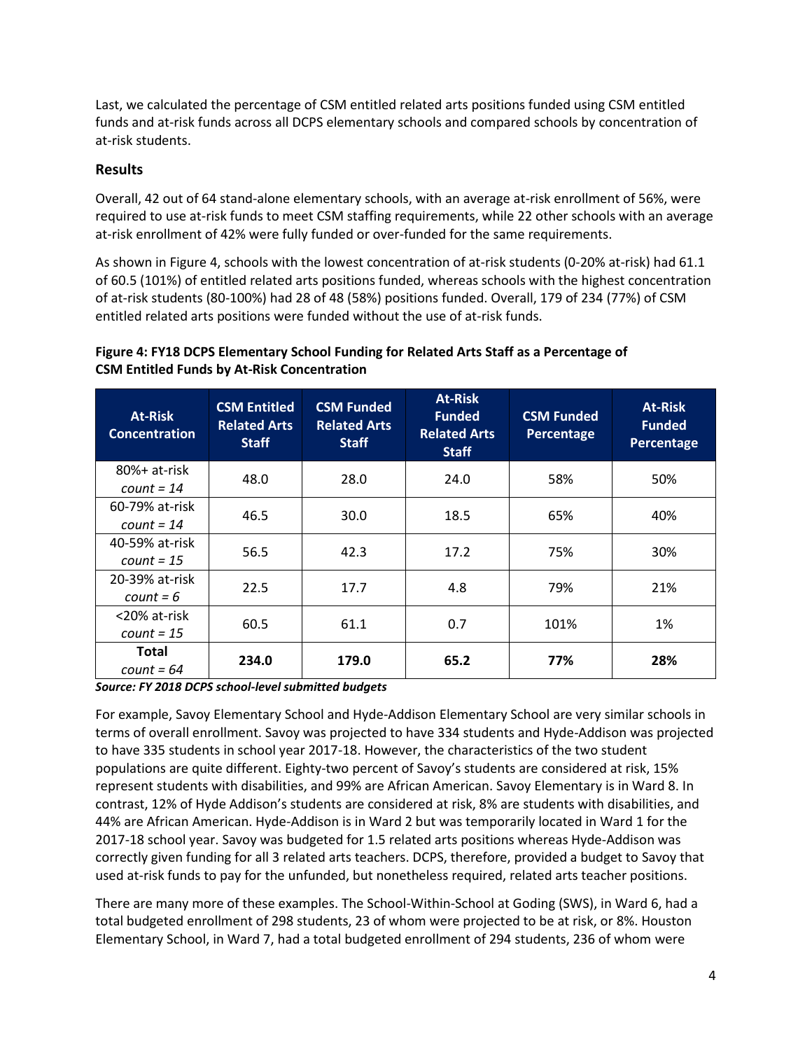Last, we calculated the percentage of CSM entitled related arts positions funded using CSM entitled funds and at-risk funds across all DCPS elementary schools and compared schools by concentration of at-risk students.

### Results

Overall, 42 out of 64 stand-alone elementary schools, with an average at-risk enrollment of 56%, were required to use at-risk funds to meet CSM staffing requirements, while 22 other schools with an average at-risk enrollment of 42% were fully funded or over-funded for the same requirements.

As shown in Figure 4, schools with the lowest concentration of at-risk students (0-20% at-risk) had 61.1 of 60.5 (101%) of entitled related arts positions funded, whereas schools with the highest concentration of at-risk students (80-100%) had 28 of 48 (58%) positions funded. Overall, 179 of 234 (77%) of CSM entitled related arts positions were funded without the use of at-risk funds.

**Figure 4: FY18 DCPS Elementary School Funding for Related Arts Staff as a Percentage of CSM Entitled Funds by At-Risk Concentration**

| At-Risk Concentration | CSM Entitled Related Arts Staff | CSM Funded Related Arts Staff | At-Risk Funded Related Arts Staff | CSM Funded Percentage | At-Risk Funded Percentage |
|---|---|---|---|---|---|
| 80%+ at-risk *count = 14* | 48.0 | 28.0 | 24.0 | 58% | 50% |
| 60-79% at-risk *count = 14* | 46.5 | 30.0 | 18.5 | 65% | 40% |
| 40-59% at-risk *count = 15* | 56.5 | 42.3 | 17.2 | 75% | 30% |
| 20-39% at-risk *count = 6* | 22.5 | 17.7 | 4.8 | 79% | 21% |
| <20% at-risk *count = 15* | 60.5 | 61.1 | 0.7 | 101% | 1% |
| **Total** *count = 64* | **234.0** | **179.0** | **65.2** | **77%** | **28%** |

***Source: FY 2018 DCPS school-level submitted budgets***

For example, Savoy Elementary School and Hyde-Addison Elementary School are very similar schools in terms of overall enrollment. Savoy was projected to have 334 students and Hyde-Addison was projected to have 335 students in school year 2017-18. However, the characteristics of the two student populations are quite different. Eighty-two percent of Savoy's students are considered at risk, 15% represent students with disabilities, and 99% are African American. Savoy Elementary is in Ward 8. In contrast, 12% of Hyde Addison's students are considered at risk, 8% are students with disabilities, and 44% are African American. Hyde-Addison is in Ward 2 but was temporarily located in Ward 1 for the 2017-18 school year. Savoy was budgeted for 1.5 related arts positions whereas Hyde-Addison was correctly given funding for all 3 related arts teachers. DCPS, therefore, provided a budget to Savoy that used at-risk funds to pay for the unfunded, but nonetheless required, related arts teacher positions.

There are many more of these examples. The School-Within-School at Goding (SWS), in Ward 6, had a total budgeted enrollment of 298 students, 23 of whom were projected to be at risk, or 8%. Houston Elementary School, in Ward 7, had a total budgeted enrollment of 294 students, 236 of whom were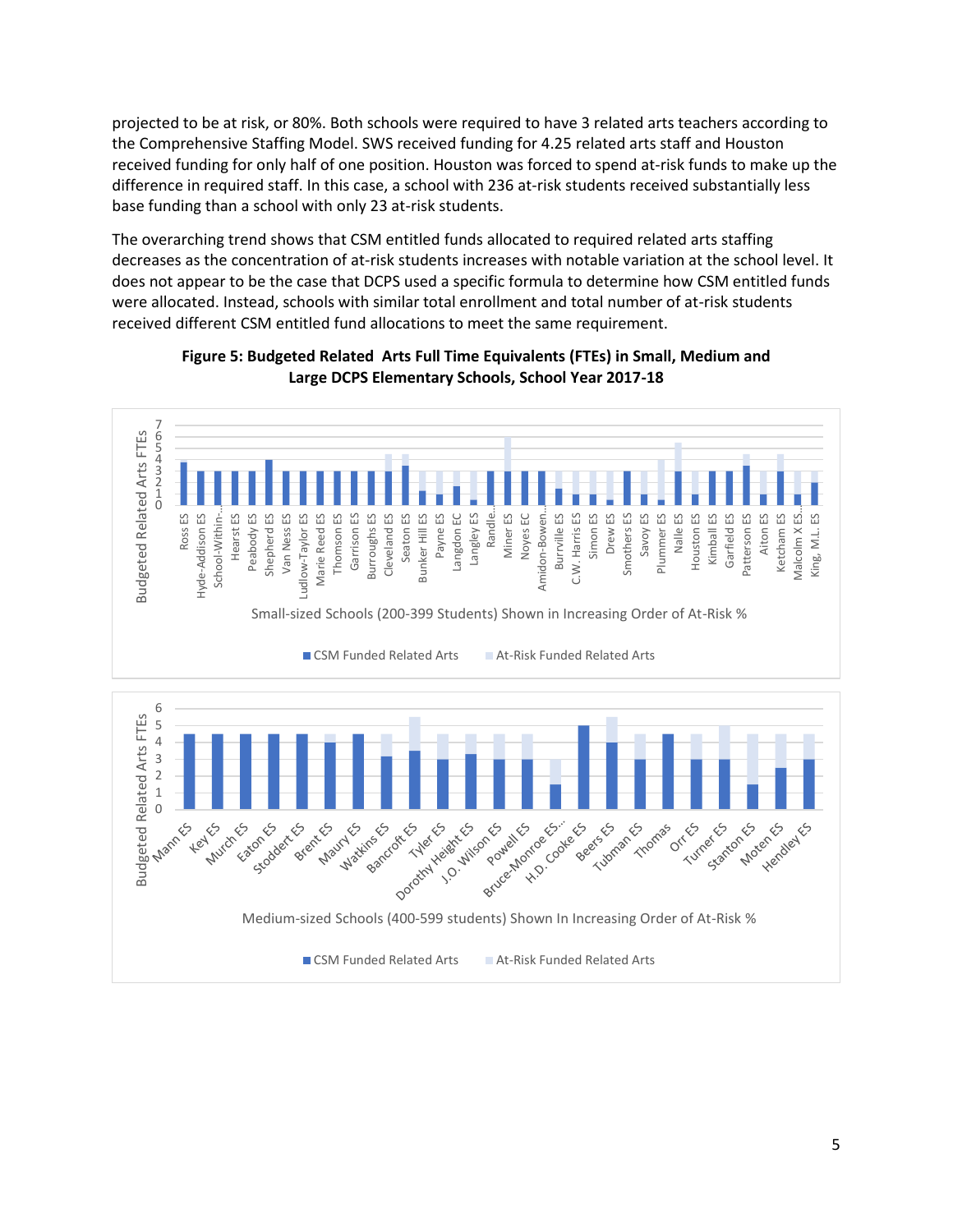projected to be at risk, or 80%. Both schools were required to have 3 related arts teachers according to the Comprehensive Staffing Model. SWS received funding for 4.25 related arts staff and Houston received funding for only half of one position. Houston was forced to spend at-risk funds to make up the difference in required staff. In this case, a school with 236 at-risk students received substantially less base funding than a school with only 23 at-risk students.

The overarching trend shows that CSM entitled funds allocated to required related arts staffing decreases as the concentration of at-risk students increases with notable variation at the school level. It does not appear to be the case that DCPS used a specific formula to determine how CSM entitled funds were allocated. Instead, schools with similar total enrollment and total number of at-risk students received different CSM entitled fund allocations to meet the same requirement.

**Figure 5: Budgeted Related Arts Full Time Equivalents (FTEs) in Small, Medium and Large DCPS Elementary Schools, School Year 2017-18**

Small-sized Schools (200-399 Students) Shown in Increasing Order of At-Risk %

Medium-sized Schools (400-599 students) Shown In Increasing Order of At-Risk %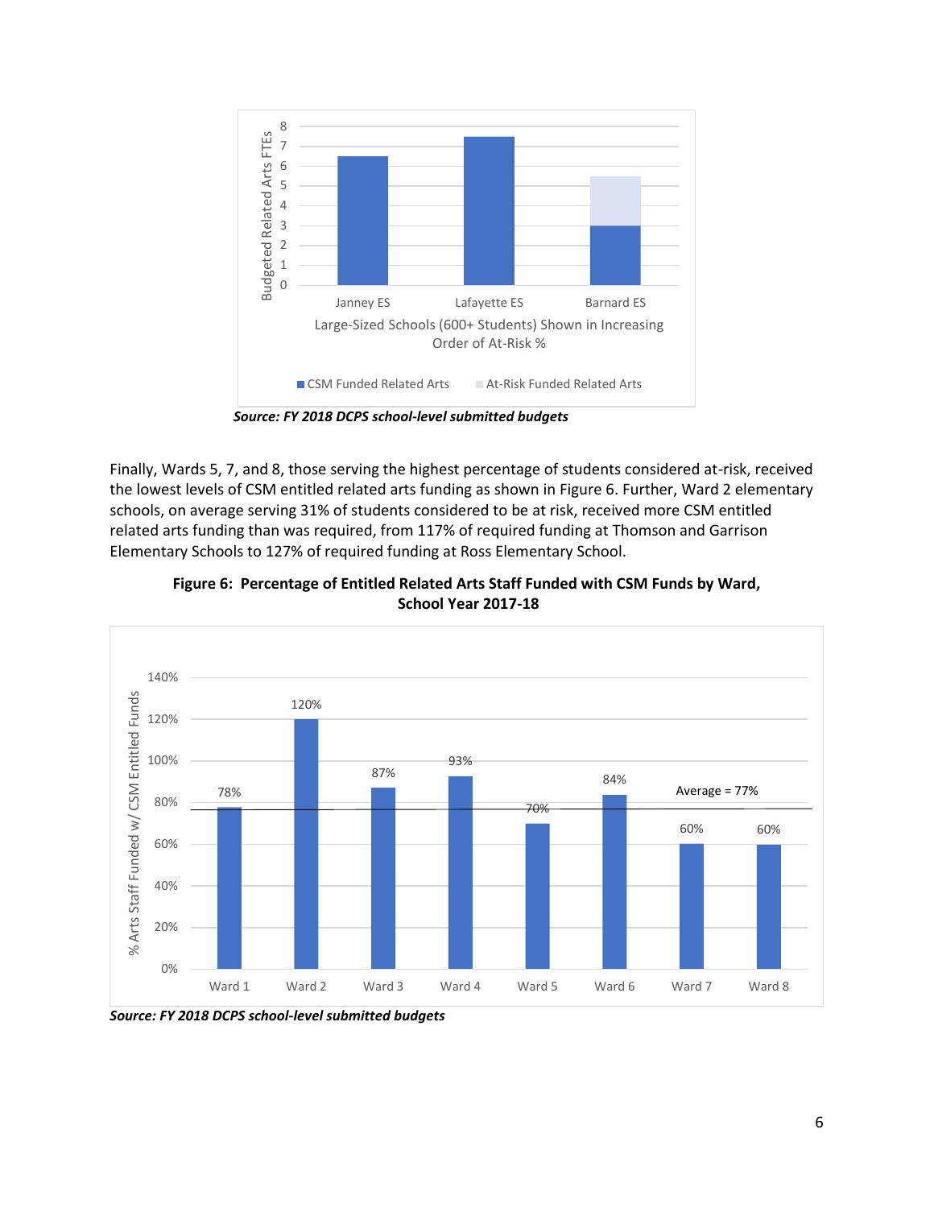*Source: FY 2018 DCPS school-level submitted budgets*

Finally, Wards 5, 7, and 8, those serving the highest percentage of students considered at-risk, received the lowest levels of CSM entitled related arts funding as shown in Figure 6. Further, Ward 2 elementary schools, on average serving 31% of students considered to be at risk, received more CSM entitled related arts funding than was required, from 117% of required funding at Thomson and Garrison Elementary Schools to 127% of required funding at Ross Elementary School.

**Figure 6: Percentage of Entitled Related Arts Staff Funded with CSM Funds by Ward, School Year 2017-18**

*Source: FY 2018 DCPS school-level submitted budgets*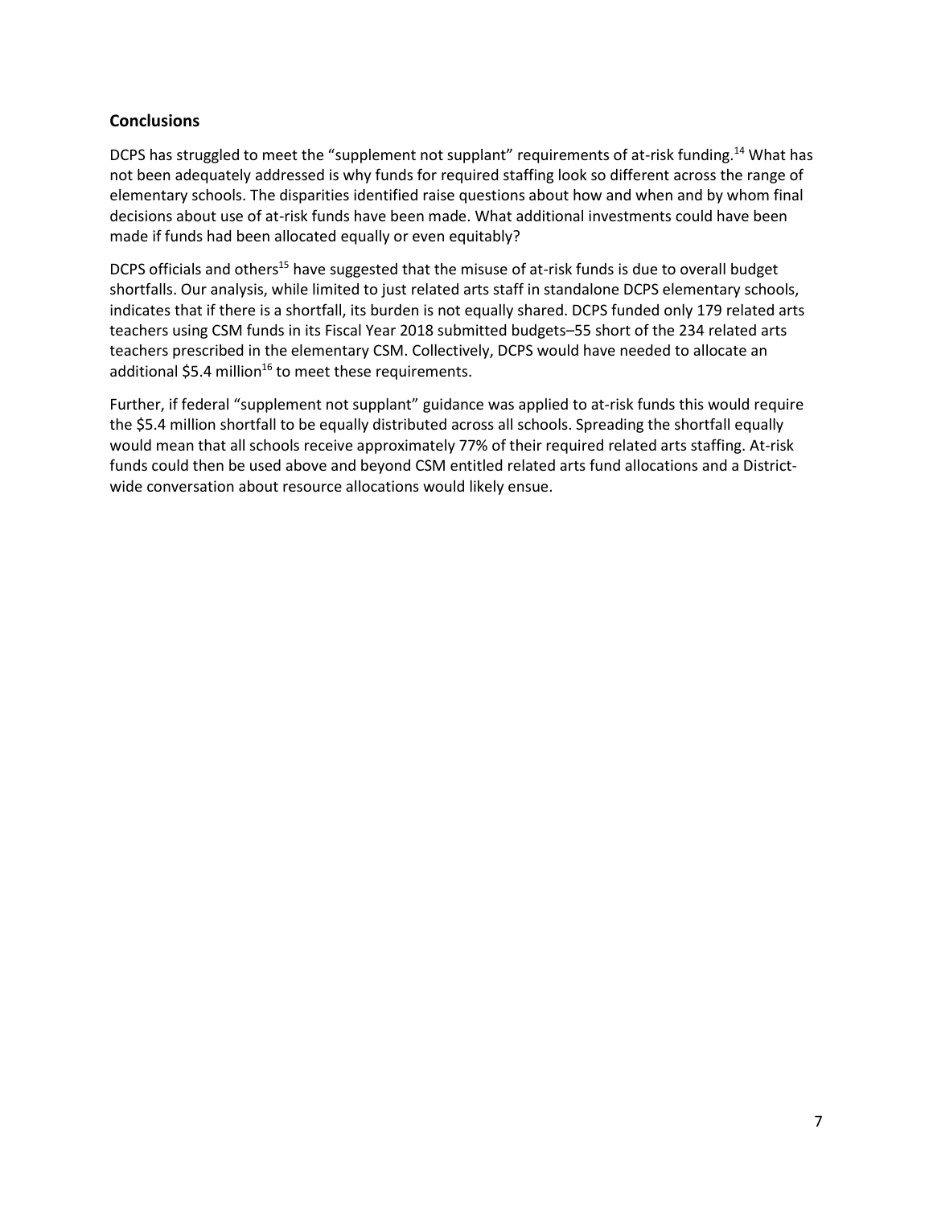## Conclusions

DCPS has struggled to meet the "supplement not supplant" requirements of at-risk funding.[14] What has not been adequately addressed is why funds for required staffing look so different across the range of elementary schools. The disparities identified raise questions about how and when and by whom final decisions about use of at-risk funds have been made. What additional investments could have been made if funds had been allocated equally or even equitably?

DCPS officials and others[15] have suggested that the misuse of at-risk funds is due to overall budget shortfalls. Our analysis, while limited to just related arts staff in standalone DCPS elementary schools, indicates that if there is a shortfall, its burden is not equally shared. DCPS funded only 179 related arts teachers using CSM funds in its Fiscal Year 2018 submitted budgets–55 short of the 234 related arts teachers prescribed in the elementary CSM. Collectively, DCPS would have needed to allocate an additional $5.4 million[16] to meet these requirements.

Further, if federal "supplement not supplant" guidance was applied to at-risk funds this would require the $5.4 million shortfall to be equally distributed across all schools. Spreading the shortfall equally would mean that all schools receive approximately 77% of their required related arts staffing. At-risk funds could then be used above and beyond CSM entitled related arts fund allocations and a District-wide conversation about resource allocations would likely ensue.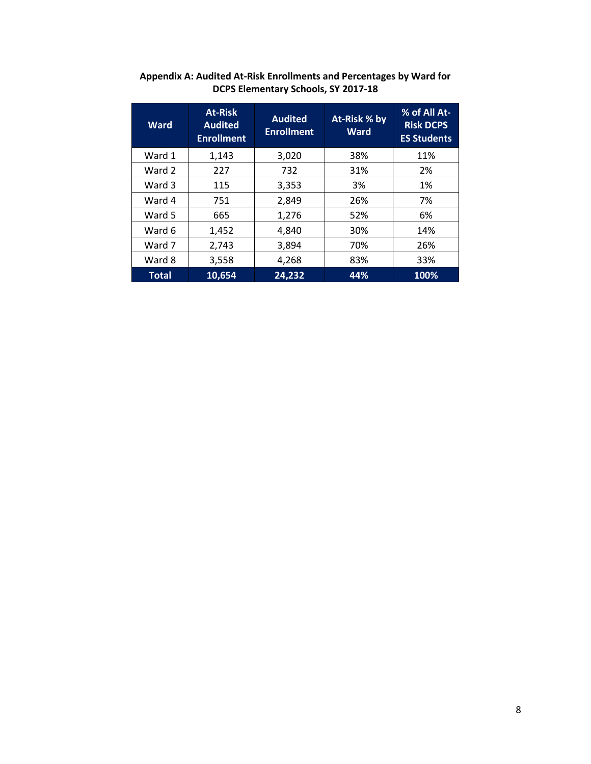**Appendix A: Audited At-Risk Enrollments and Percentages by Ward for DCPS Elementary Schools, SY 2017-18**

| Ward | At-Risk Audited Enrollment | Audited Enrollment | At-Risk % by Ward | % of All At-Risk DCPS ES Students |
|---|---|---|---|---|
| Ward 1 | 1,143 | 3,020 | 38% | 11% |
| Ward 2 | 227 | 732 | 31% | 2% |
| Ward 3 | 115 | 3,353 | 3% | 1% |
| Ward 4 | 751 | 2,849 | 26% | 7% |
| Ward 5 | 665 | 1,276 | 52% | 6% |
| Ward 6 | 1,452 | 4,840 | 30% | 14% |
| Ward 7 | 2,743 | 3,894 | 70% | 26% |
| Ward 8 | 3,558 | 4,268 | 83% | 33% |
| **Total** | **10,654** | **24,232** | **44%** | **100%** |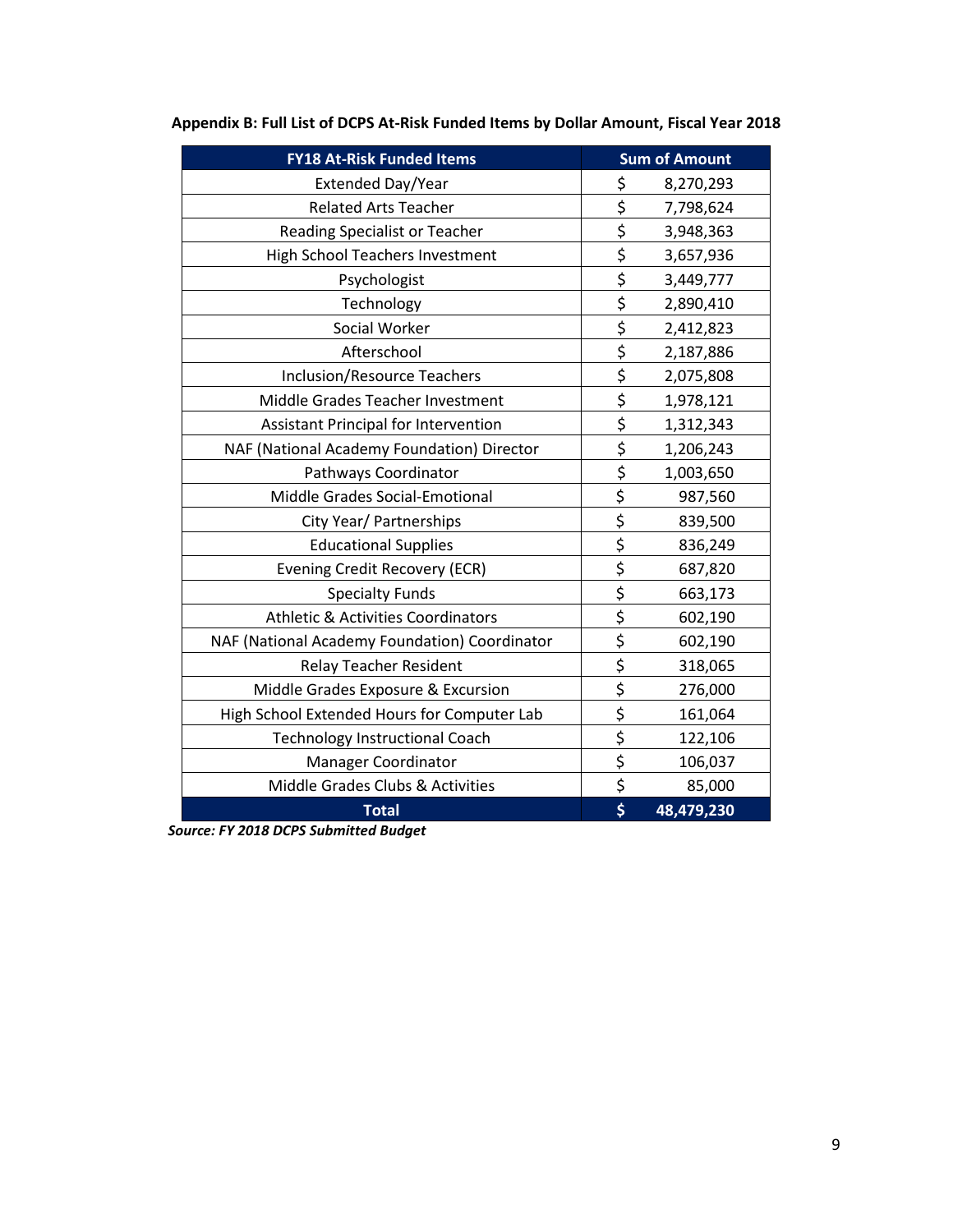**Appendix B: Full List of DCPS At-Risk Funded Items by Dollar Amount, Fiscal Year 2018**

| FY18 At-Risk Funded Items | Sum of Amount |
|---|---|
| Extended Day/Year | $ 8,270,293 |
| Related Arts Teacher | $ 7,798,624 |
| Reading Specialist or Teacher | $ 3,948,363 |
| High School Teachers Investment | $ 3,657,936 |
| Psychologist | $ 3,449,777 |
| Technology | $ 2,890,410 |
| Social Worker | $ 2,412,823 |
| Afterschool | $ 2,187,886 |
| Inclusion/Resource Teachers | $ 2,075,808 |
| Middle Grades Teacher Investment | $ 1,978,121 |
| Assistant Principal for Intervention | $ 1,312,343 |
| NAF (National Academy Foundation) Director | $ 1,206,243 |
| Pathways Coordinator | $ 1,003,650 |
| Middle Grades Social-Emotional | $ 987,560 |
| City Year/ Partnerships | $ 839,500 |
| Educational Supplies | $ 836,249 |
| Evening Credit Recovery (ECR) | $ 687,820 |
| Specialty Funds | $ 663,173 |
| Athletic & Activities Coordinators | $ 602,190 |
| NAF (National Academy Foundation) Coordinator | $ 602,190 |
| Relay Teacher Resident | $ 318,065 |
| Middle Grades Exposure & Excursion | $ 276,000 |
| High School Extended Hours for Computer Lab | $ 161,064 |
| Technology Instructional Coach | $ 122,106 |
| Manager Coordinator | $ 106,037 |
| Middle Grades Clubs & Activities | $ 85,000 |
| **Total** | **$ 48,479,230** |

***Source: FY 2018 DCPS Submitted Budget***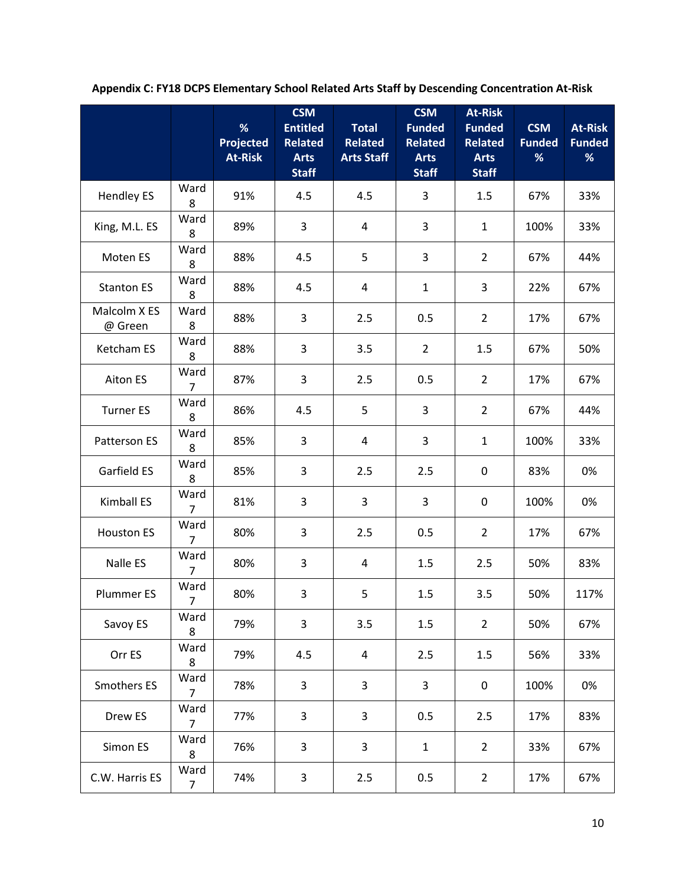**Appendix C: FY18 DCPS Elementary School Related Arts Staff by Descending Concentration At-Risk**

| | | % Projected At-Risk | CSM Entitled Related Arts Staff | Total Related Arts Staff | CSM Funded Related Arts Staff | At-Risk Funded Related Arts Staff | CSM Funded % | At-Risk Funded % |
|---|---|---|---|---|---|---|---|---|
| Hendley ES | Ward 8 | 91% | 4.5 | 4.5 | 3 | 1.5 | 67% | 33% |
| King, M.L. ES | Ward 8 | 89% | 3 | 4 | 3 | 1 | 100% | 33% |
| Moten ES | Ward 8 | 88% | 4.5 | 5 | 3 | 2 | 67% | 44% |
| Stanton ES | Ward 8 | 88% | 4.5 | 4 | 1 | 3 | 22% | 67% |
| Malcolm X ES @ Green | Ward 8 | 88% | 3 | 2.5 | 0.5 | 2 | 17% | 67% |
| Ketcham ES | Ward 8 | 88% | 3 | 3.5 | 2 | 1.5 | 67% | 50% |
| Aiton ES | Ward 7 | 87% | 3 | 2.5 | 0.5 | 2 | 17% | 67% |
| Turner ES | Ward 8 | 86% | 4.5 | 5 | 3 | 2 | 67% | 44% |
| Patterson ES | Ward 8 | 85% | 3 | 4 | 3 | 1 | 100% | 33% |
| Garfield ES | Ward 8 | 85% | 3 | 2.5 | 2.5 | 0 | 83% | 0% |
| Kimball ES | Ward 7 | 81% | 3 | 3 | 3 | 0 | 100% | 0% |
| Houston ES | Ward 7 | 80% | 3 | 2.5 | 0.5 | 2 | 17% | 67% |
| Nalle ES | Ward 7 | 80% | 3 | 4 | 1.5 | 2.5 | 50% | 83% |
| Plummer ES | Ward 7 | 80% | 3 | 5 | 1.5 | 3.5 | 50% | 117% |
| Savoy ES | Ward 8 | 79% | 3 | 3.5 | 1.5 | 2 | 50% | 67% |
| Orr ES | Ward 8 | 79% | 4.5 | 4 | 2.5 | 1.5 | 56% | 33% |
| Smothers ES | Ward 7 | 78% | 3 | 3 | 3 | 0 | 100% | 0% |
| Drew ES | Ward 7 | 77% | 3 | 3 | 0.5 | 2.5 | 17% | 83% |
| Simon ES | Ward 8 | 76% | 3 | 3 | 1 | 2 | 33% | 67% |
| C.W. Harris ES | Ward 7 | 74% | 3 | 2.5 | 0.5 | 2 | 17% | 67% |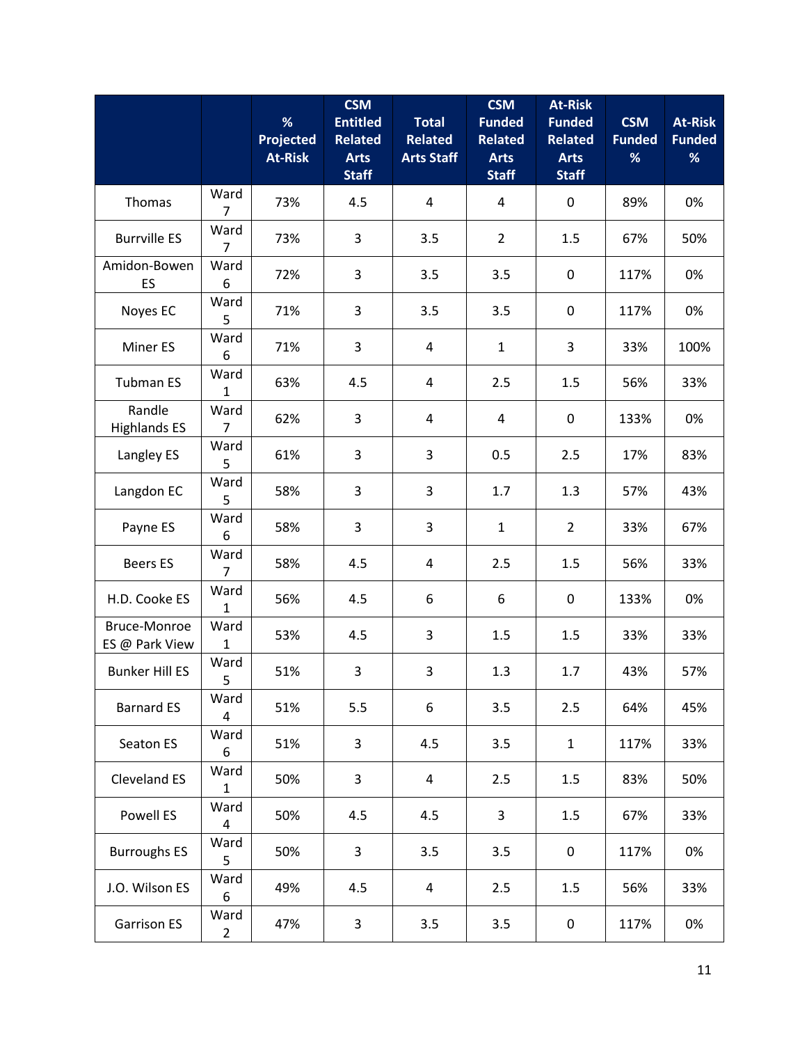| | | % Projected At-Risk | CSM Entitled Related Arts Staff | Total Related Arts Staff | CSM Funded Related Arts Staff | At-Risk Funded Related Arts Staff | CSM Funded % | At-Risk Funded % |
|---|---|---|---|---|---|---|---|---|
| Thomas | Ward 7 | 73% | 4.5 | 4 | 4 | 0 | 89% | 0% |
| Burrville ES | Ward 7 | 73% | 3 | 3.5 | 2 | 1.5 | 67% | 50% |
| Amidon-Bowen ES | Ward 6 | 72% | 3 | 3.5 | 3.5 | 0 | 117% | 0% |
| Noyes EC | Ward 5 | 71% | 3 | 3.5 | 3.5 | 0 | 117% | 0% |
| Miner ES | Ward 6 | 71% | 3 | 4 | 1 | 3 | 33% | 100% |
| Tubman ES | Ward 1 | 63% | 4.5 | 4 | 2.5 | 1.5 | 56% | 33% |
| Randle Highlands ES | Ward 7 | 62% | 3 | 4 | 4 | 0 | 133% | 0% |
| Langley ES | Ward 5 | 61% | 3 | 3 | 0.5 | 2.5 | 17% | 83% |
| Langdon EC | Ward 5 | 58% | 3 | 3 | 1.7 | 1.3 | 57% | 43% |
| Payne ES | Ward 6 | 58% | 3 | 3 | 1 | 2 | 33% | 67% |
| Beers ES | Ward 7 | 58% | 4.5 | 4 | 2.5 | 1.5 | 56% | 33% |
| H.D. Cooke ES | Ward 1 | 56% | 4.5 | 6 | 6 | 0 | 133% | 0% |
| Bruce-Monroe ES @ Park View | Ward 1 | 53% | 4.5 | 3 | 1.5 | 1.5 | 33% | 33% |
| Bunker Hill ES | Ward 5 | 51% | 3 | 3 | 1.3 | 1.7 | 43% | 57% |
| Barnard ES | Ward 4 | 51% | 5.5 | 6 | 3.5 | 2.5 | 64% | 45% |
| Seaton ES | Ward 6 | 51% | 3 | 4.5 | 3.5 | 1 | 117% | 33% |
| Cleveland ES | Ward 1 | 50% | 3 | 4 | 2.5 | 1.5 | 83% | 50% |
| Powell ES | Ward 4 | 50% | 4.5 | 4.5 | 3 | 1.5 | 67% | 33% |
| Burroughs ES | Ward 5 | 50% | 3 | 3.5 | 3.5 | 0 | 117% | 0% |
| J.O. Wilson ES | Ward 6 | 49% | 4.5 | 4 | 2.5 | 1.5 | 56% | 33% |
| Garrison ES | Ward 2 | 47% | 3 | 3.5 | 3.5 | 0 | 117% | 0% |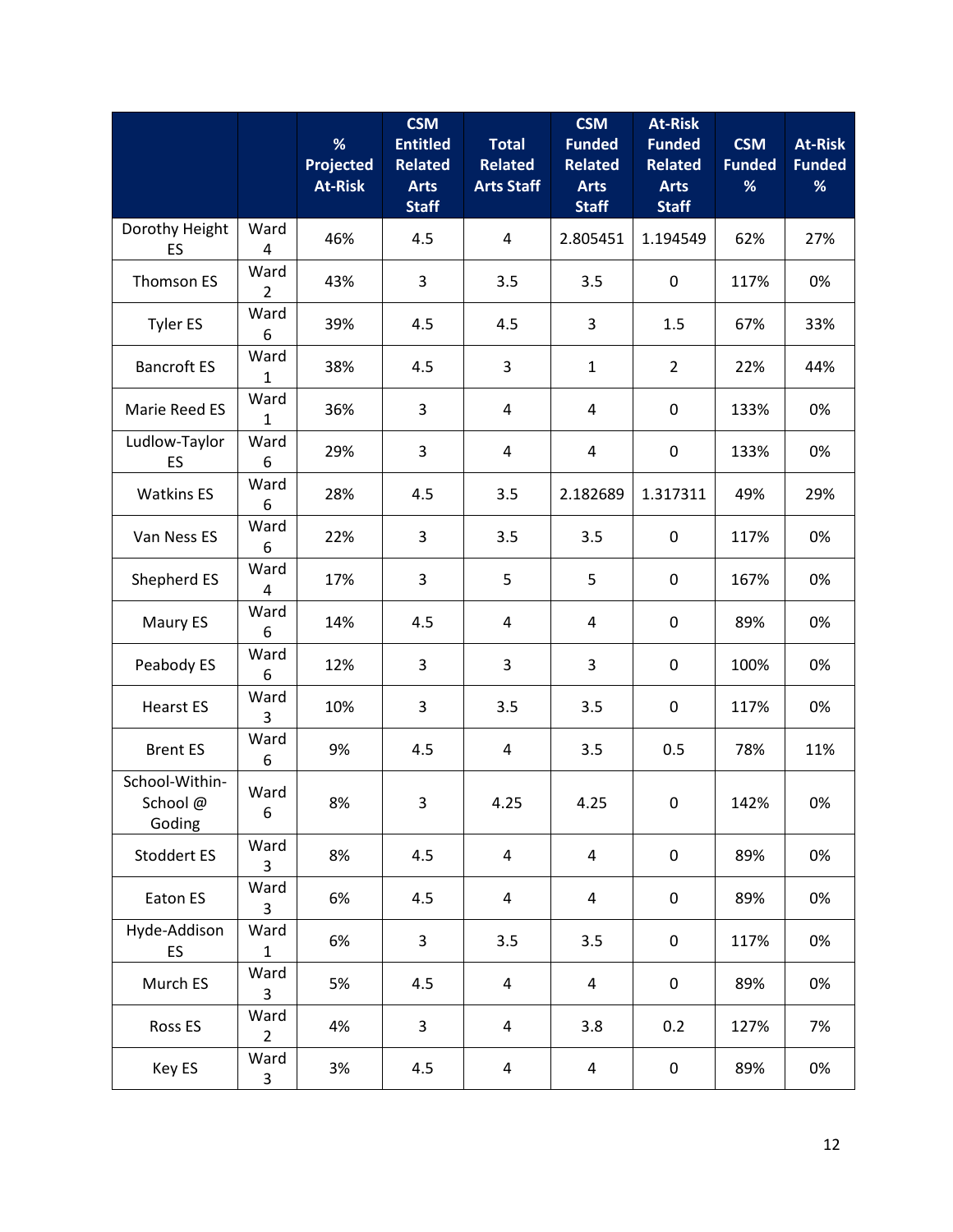| | | % Projected At-Risk | CSM Entitled Related Arts Staff | Total Related Arts Staff | CSM Funded Related Arts Staff | At-Risk Funded Related Arts Staff | CSM Funded % | At-Risk Funded % |
|---|---|---|---|---|---|---|---|---|
| Dorothy Height ES | Ward 4 | 46% | 4.5 | 4 | 2.805451 | 1.194549 | 62% | 27% |
| Thomson ES | Ward 2 | 43% | 3 | 3.5 | 3.5 | 0 | 117% | 0% |
| Tyler ES | Ward 6 | 39% | 4.5 | 4.5 | 3 | 1.5 | 67% | 33% |
| Bancroft ES | Ward 1 | 38% | 4.5 | 3 | 1 | 2 | 22% | 44% |
| Marie Reed ES | Ward 1 | 36% | 3 | 4 | 4 | 0 | 133% | 0% |
| Ludlow-Taylor ES | Ward 6 | 29% | 3 | 4 | 4 | 0 | 133% | 0% |
| Watkins ES | Ward 6 | 28% | 4.5 | 3.5 | 2.182689 | 1.317311 | 49% | 29% |
| Van Ness ES | Ward 6 | 22% | 3 | 3.5 | 3.5 | 0 | 117% | 0% |
| Shepherd ES | Ward 4 | 17% | 3 | 5 | 5 | 0 | 167% | 0% |
| Maury ES | Ward 6 | 14% | 4.5 | 4 | 4 | 0 | 89% | 0% |
| Peabody ES | Ward 6 | 12% | 3 | 3 | 3 | 0 | 100% | 0% |
| Hearst ES | Ward 3 | 10% | 3 | 3.5 | 3.5 | 0 | 117% | 0% |
| Brent ES | Ward 6 | 9% | 4.5 | 4 | 3.5 | 0.5 | 78% | 11% |
| School-Within-School @ Goding | Ward 6 | 8% | 3 | 4.25 | 4.25 | 0 | 142% | 0% |
| Stoddert ES | Ward 3 | 8% | 4.5 | 4 | 4 | 0 | 89% | 0% |
| Eaton ES | Ward 3 | 6% | 4.5 | 4 | 4 | 0 | 89% | 0% |
| Hyde-Addison ES | Ward 1 | 6% | 3 | 3.5 | 3.5 | 0 | 117% | 0% |
| Murch ES | Ward 3 | 5% | 4.5 | 4 | 4 | 0 | 89% | 0% |
| Ross ES | Ward 2 | 4% | 3 | 4 | 3.8 | 0.2 | 127% | 7% |
| Key ES | Ward 3 | 3% | 4.5 | 4 | 4 | 0 | 89% | 0% |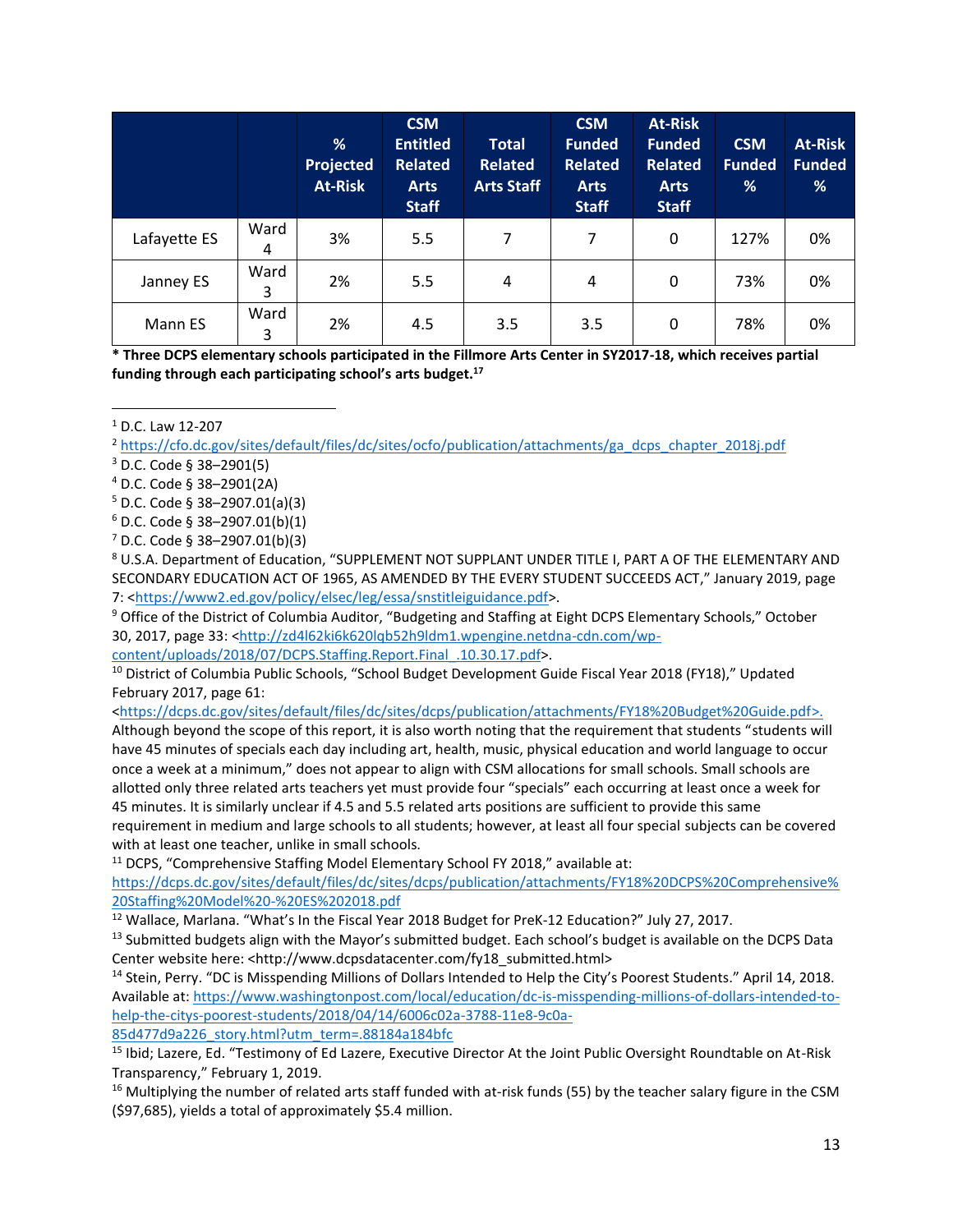| | | % Projected At-Risk | CSM Entitled Related Arts Staff | Total Related Arts Staff | CSM Funded Related Arts Staff | At-Risk Funded Related Arts Staff | CSM Funded % | At-Risk Funded % |
|---|---|---|---|---|---|---|---|---|
| Lafayette ES | Ward 4 | 3% | 5.5 | 7 | 7 | 0 | 127% | 0% |
| Janney ES | Ward 3 | 2% | 5.5 | 4 | 4 | 0 | 73% | 0% |
| Mann ES | Ward 3 | 2% | 4.5 | 3.5 | 3.5 | 0 | 78% | 0% |

**\* Three DCPS elementary schools participated in the Fillmore Arts Center in SY2017-18, which receives partial funding through each participating school's arts budget.[17]**

---

[1] D.C. Law 12-207

[2] https://cfo.dc.gov/sites/default/files/dc/sites/ocfo/publication/attachments/ga_dcps_chapter_2018j.pdf

[3] D.C. Code § 38–2901(5)

[4] D.C. Code § 38–2901(2A)

[5] D.C. Code § 38–2907.01(a)(3)

[6] D.C. Code § 38–2907.01(b)(1)

[7] D.C. Code § 38–2907.01(b)(3)

[8] U.S.A. Department of Education, "SUPPLEMENT NOT SUPPLANT UNDER TITLE I, PART A OF THE ELEMENTARY AND SECONDARY EDUCATION ACT OF 1965, AS AMENDED BY THE EVERY STUDENT SUCCEEDS ACT," January 2019, page 7: <https://www2.ed.gov/policy/elsec/leg/essa/snstitleiguidance.pdf>.

[9] Office of the District of Columbia Auditor, "Budgeting and Staffing at Eight DCPS Elementary Schools," October 30, 2017, page 33: <http://zd4l62ki6k620lqb52h9ldm1.wpengine.netdna-cdn.com/wp-content/uploads/2018/07/DCPS.Staffing.Report.Final_.10.30.17.pdf>.

[10] District of Columbia Public Schools, "School Budget Development Guide Fiscal Year 2018 (FY18)," Updated February 2017, page 61: <https://dcps.dc.gov/sites/default/files/dc/sites/dcps/publication/attachments/FY18%20Budget%20Guide.pdf>. Although beyond the scope of this report, it is also worth noting that the requirement that students "students will have 45 minutes of specials each day including art, health, music, physical education and world language to occur once a week at a minimum," does not appear to align with CSM allocations for small schools. Small schools are allotted only three related arts teachers yet must provide four "specials" each occurring at least once a week for 45 minutes. It is similarly unclear if 4.5 and 5.5 related arts positions are sufficient to provide this same requirement in medium and large schools to all students; however, at least all four special subjects can be covered with at least one teacher, unlike in small schools.

[11] DCPS, "Comprehensive Staffing Model Elementary School FY 2018," available at: https://dcps.dc.gov/sites/default/files/dc/sites/dcps/publication/attachments/FY18%20DCPS%20Comprehensive%20Staffing%20Model%20-%20ES%202018.pdf

[12] Wallace, Marlana. "What's In the Fiscal Year 2018 Budget for PreK-12 Education?" July 27, 2017.

[13] Submitted budgets align with the Mayor's submitted budget. Each school's budget is available on the DCPS Data Center website here: <http://www.dcpsdatacenter.com/fy18_submitted.html>

[14] Stein, Perry. "DC is Misspending Millions of Dollars Intended to Help the City's Poorest Students." April 14, 2018. Available at: https://www.washingtonpost.com/local/education/dc-is-misspending-millions-of-dollars-intended-to-help-the-citys-poorest-students/2018/04/14/6006c02a-3788-11e8-9c0a-85d477d9a226_story.html?utm_term=.88184a184bfc

[15] Ibid; Lazere, Ed. "Testimony of Ed Lazere, Executive Director At the Joint Public Oversight Roundtable on At-Risk Transparency," February 1, 2019.

[16] Multiplying the number of related arts staff funded with at-risk funds (55) by the teacher salary figure in the CSM ($97,685), yields a total of approximately $5.4 million.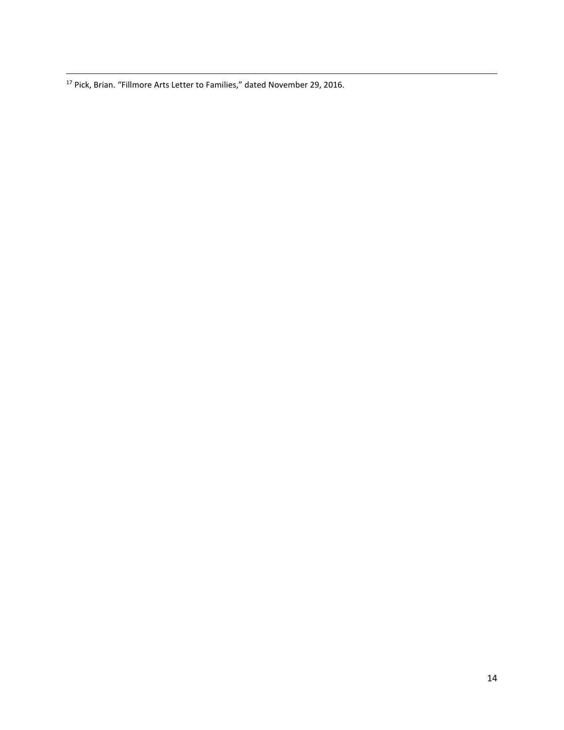[17] Pick, Brian. “Fillmore Arts Letter to Families,” dated November 29, 2016.